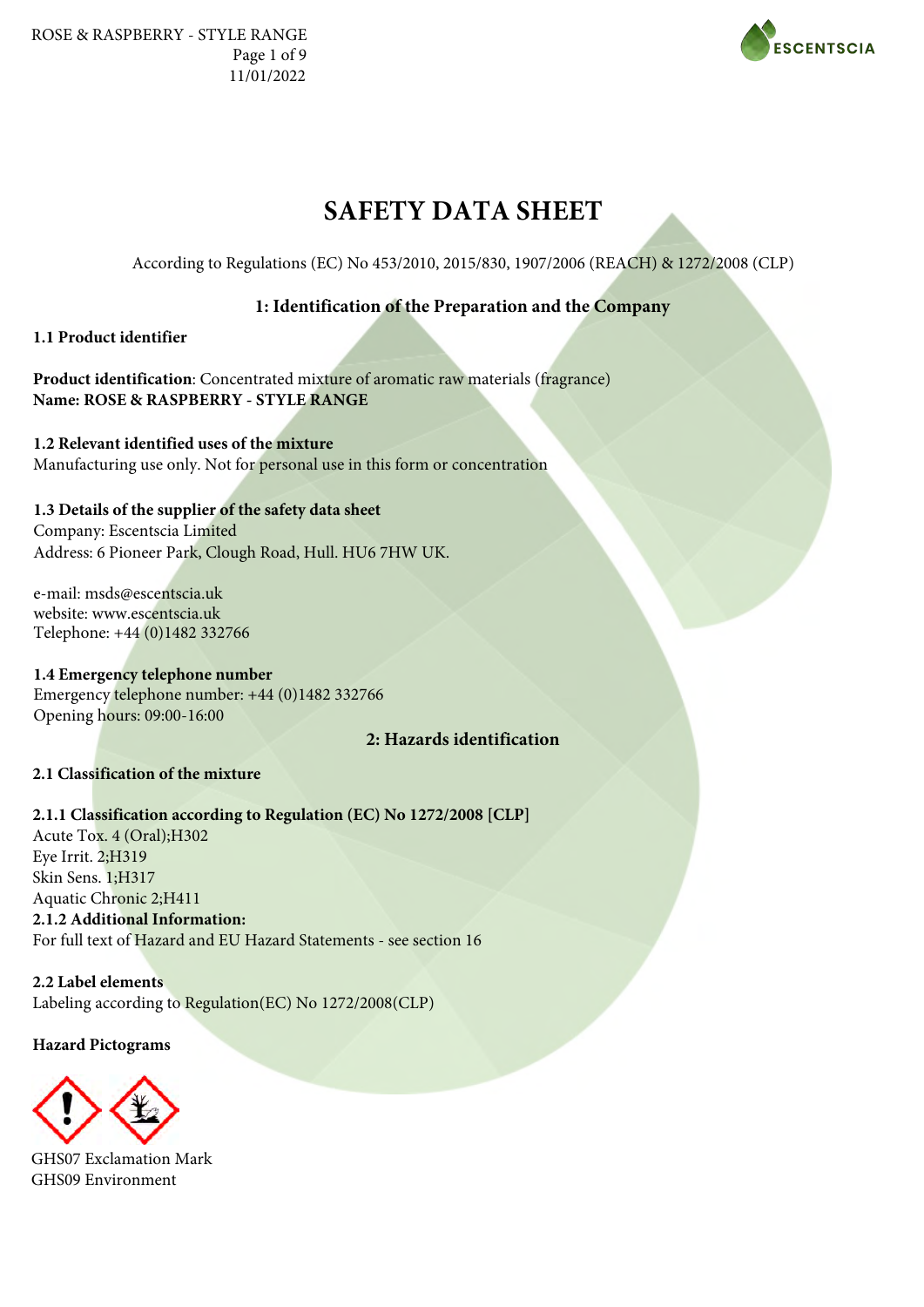# SAFETY DATA SHEET

According to Regulations (EC) No 453/2010, 2015/830, 1907/2006 (REACH) & 1272/2008 (CLP)

## 1: Identification of the Preparation and the Company

### 1.1 Product identifier

**Product identification**: Concentrated mixture of aromatic raw materials (fragrance)
**Name: ROSE & RASPBERRY - STYLE RANGE**

### 1.2 Relevant identified uses of the mixture

Manufacturing use only. Not for personal use in this form or concentration

### 1.3 Details of the supplier of the safety data sheet

Company: Escentscia Limited
Address: 6 Pioneer Park, Clough Road, Hull. HU6 7HW UK.

e-mail: msds@escentscia.uk
website: www.escentscia.uk
Telephone: +44 (0)1482 332766

### 1.4 Emergency telephone number

Emergency telephone number: +44 (0)1482 332766
Opening hours: 09:00-16:00

## 2: Hazards identification

### 2.1 Classification of the mixture

**2.1.1 Classification according to Regulation (EC) No 1272/2008 [CLP]**
Acute Tox. 4 (Oral);H302
Eye Irrit. 2;H319
Skin Sens. 1;H317
Aquatic Chronic 2;H411
**2.1.2 Additional Information:**
For full text of Hazard and EU Hazard Statements - see section 16

### 2.2 Label elements

Labeling according to Regulation(EC) No 1272/2008(CLP)

**Hazard Pictograms**

GHS07 Exclamation Mark
GHS09 Environment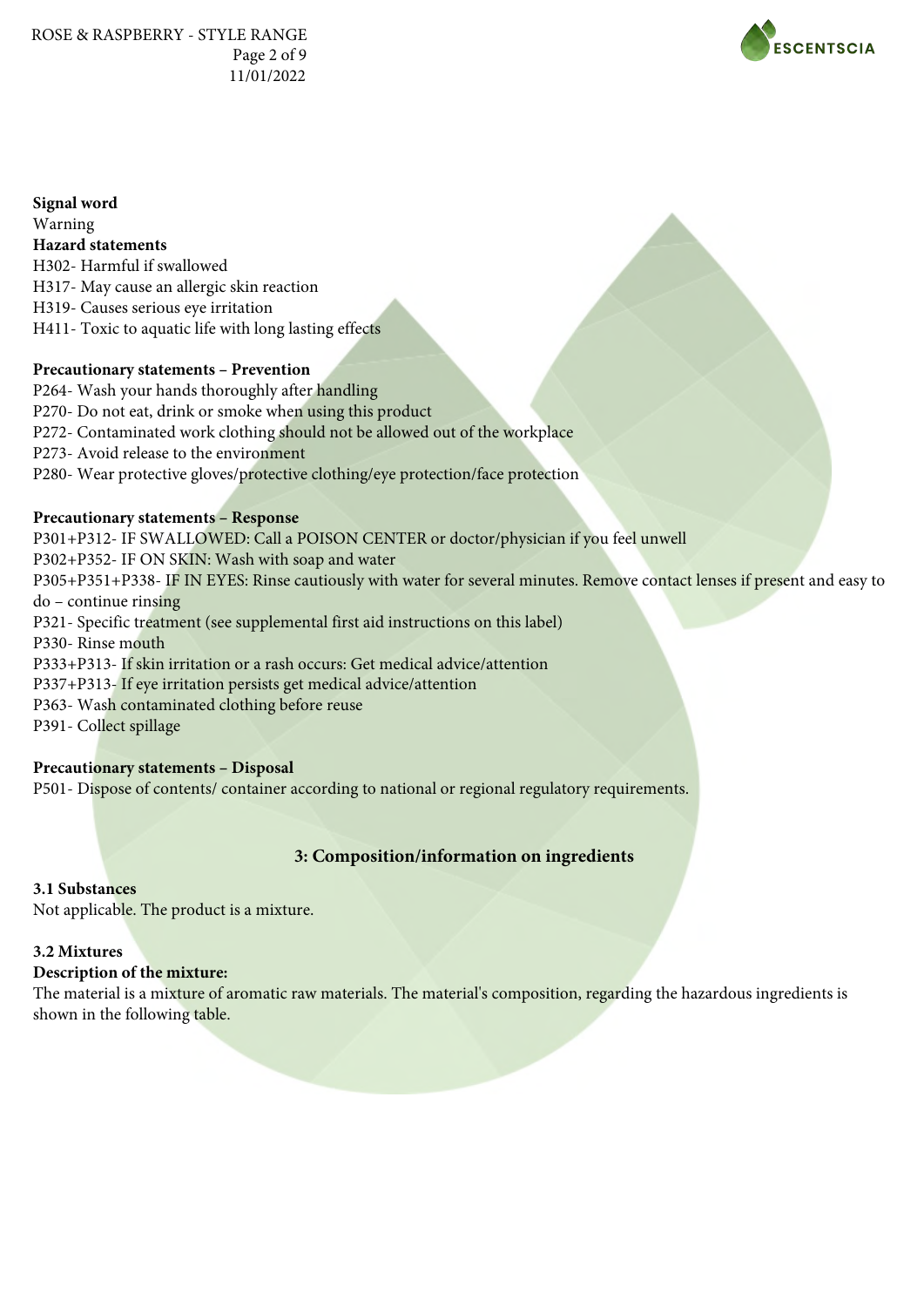**Signal word**

Warning

**Hazard statements**

H302- Harmful if swallowed
H317- May cause an allergic skin reaction
H319- Causes serious eye irritation
H411- Toxic to aquatic life with long lasting effects

**Precautionary statements – Prevention**

P264- Wash your hands thoroughly after handling
P270- Do not eat, drink or smoke when using this product
P272- Contaminated work clothing should not be allowed out of the workplace
P273- Avoid release to the environment
P280- Wear protective gloves/protective clothing/eye protection/face protection

**Precautionary statements – Response**

P301+P312- IF SWALLOWED: Call a POISON CENTER or doctor/physician if you feel unwell
P302+P352- IF ON SKIN: Wash with soap and water
P305+P351+P338- IF IN EYES: Rinse cautiously with water for several minutes. Remove contact lenses if present and easy to do – continue rinsing
P321- Specific treatment (see supplemental first aid instructions on this label)
P330- Rinse mouth
P333+P313- If skin irritation or a rash occurs: Get medical advice/attention
P337+P313- If eye irritation persists get medical advice/attention
P363- Wash contaminated clothing before reuse
P391- Collect spillage

**Precautionary statements – Disposal**

P501- Dispose of contents/ container according to national or regional regulatory requirements.

## 3: Composition/information on ingredients

**3.1 Substances**

Not applicable. The product is a mixture.

**3.2 Mixtures**

**Description of the mixture:**

The material is a mixture of aromatic raw materials. The material's composition, regarding the hazardous ingredients is shown in the following table.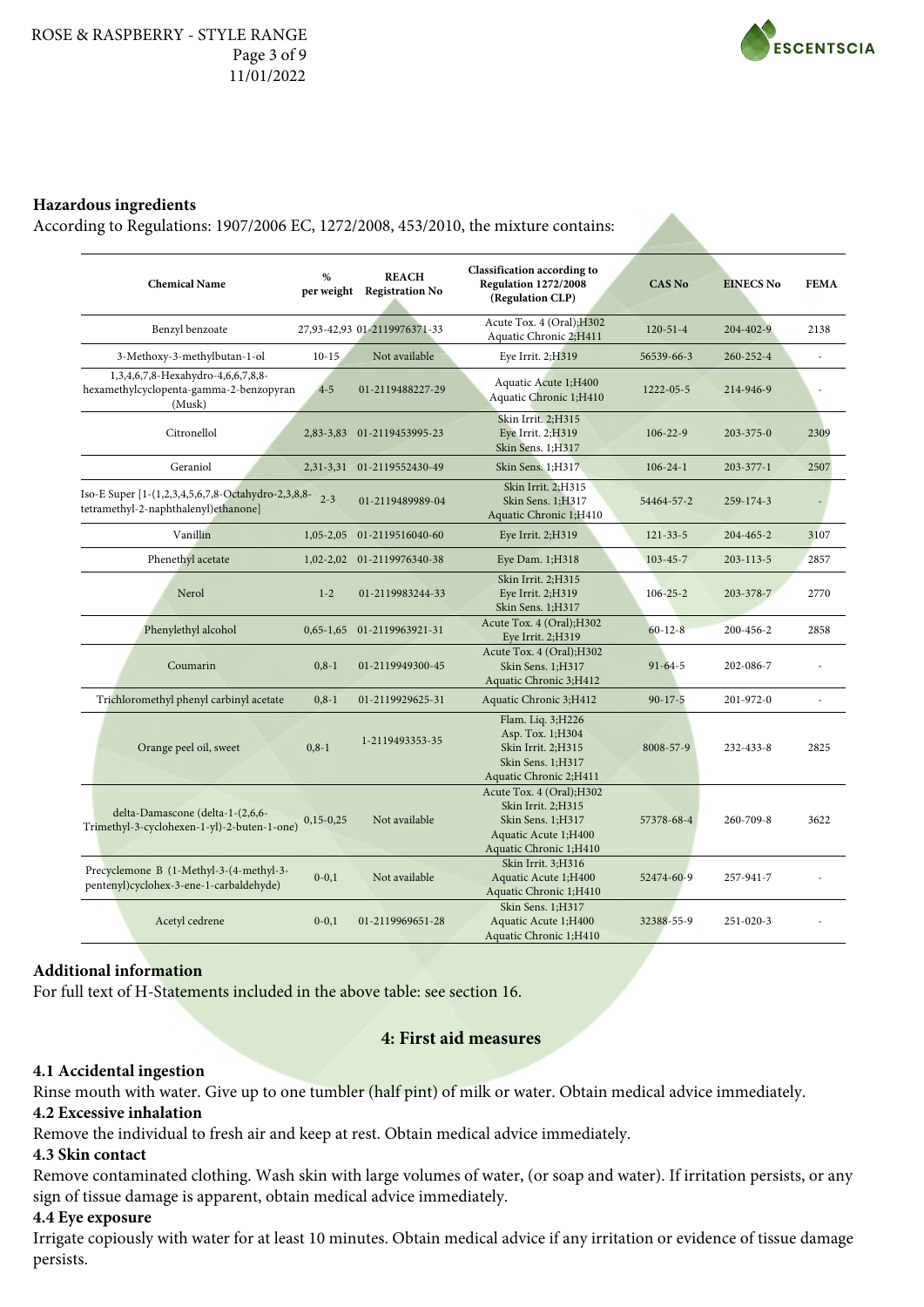### Hazardous ingredients

According to Regulations: 1907/2006 EC, 1272/2008, 453/2010, the mixture contains:

| Chemical Name | % per weight | REACH Registration No | Classification according to Regulation 1272/2008 (Regulation CLP) | CAS No | EINECS No | FEMA |
|---|---|---|---|---|---|---|
| Benzyl benzoate | 27,93-42,93 | 01-2119976371-33 | Acute Tox. 4 (Oral);H302<br>Aquatic Chronic 2;H411 | 120-51-4 | 204-402-9 | 2138 |
| 3-Methoxy-3-methylbutan-1-ol | 10-15 | Not available | Eye Irrit. 2;H319 | 56539-66-3 | 260-252-4 | - |
| 1,3,4,6,7,8-Hexahydro-4,6,6,7,8,8-hexamethylcyclopenta-gamma-2-benzopyran (Musk) | 4-5 | 01-2119488227-29 | Aquatic Acute 1;H400<br>Aquatic Chronic 1;H410 | 1222-05-5 | 214-946-9 | - |
| Citronellol | 2,83-3,83 | 01-2119453995-23 | Skin Irrit. 2;H315<br>Eye Irrit. 2;H319<br>Skin Sens. 1;H317 | 106-22-9 | 203-375-0 | 2309 |
| Geraniol | 2,31-3,31 | 01-2119552430-49 | Skin Sens. 1;H317 | 106-24-1 | 203-377-1 | 2507 |
| Iso-E Super [1-(1,2,3,4,5,6,7,8-Octahydro-2,3,8,8-tetramethyl-2-naphthalenyl)ethanone] | 2-3 | 01-2119489989-04 | Skin Irrit. 2;H315<br>Skin Sens. 1;H317<br>Aquatic Chronic 1;H410 | 54464-57-2 | 259-174-3 | - |
| Vanillin | 1,05-2,05 | 01-2119516040-60 | Eye Irrit. 2;H319 | 121-33-5 | 204-465-2 | 3107 |
| Phenethyl acetate | 1,02-2,02 | 01-2119976340-38 | Eye Dam. 1;H318 | 103-45-7 | 203-113-5 | 2857 |
| Nerol | 1-2 | 01-2119983244-33 | Skin Irrit. 2;H315<br>Eye Irrit. 2;H319<br>Skin Sens. 1;H317 | 106-25-2 | 203-378-7 | 2770 |
| Phenylethyl alcohol | 0,65-1,65 | 01-2119963921-31 | Acute Tox. 4 (Oral);H302<br>Eye Irrit. 2;H319 | 60-12-8 | 200-456-2 | 2858 |
| Coumarin | 0,8-1 | 01-2119949300-45 | Acute Tox. 4 (Oral);H302<br>Skin Sens. 1;H317<br>Aquatic Chronic 3;H412 | 91-64-5 | 202-086-7 | - |
| Trichloromethyl phenyl carbinyl acetate | 0,8-1 | 01-2119929625-31 | Aquatic Chronic 3;H412 | 90-17-5 | 201-972-0 | - |
| Orange peel oil, sweet | 0,8-1 | 1-2119493353-35 | Flam. Liq. 3;H226<br>Asp. Tox. 1;H304<br>Skin Irrit. 2;H315<br>Skin Sens. 1;H317<br>Aquatic Chronic 2;H411 | 8008-57-9 | 232-433-8 | 2825 |
| delta-Damascone (delta-1-(2,6,6-Trimethyl-3-cyclohexen-1-yl)-2-buten-1-one) | 0,15-0,25 | Not available | Acute Tox. 4 (Oral);H302<br>Skin Irrit. 2;H315<br>Skin Sens. 1;H317<br>Aquatic Acute 1;H400<br>Aquatic Chronic 1;H410 | 57378-68-4 | 260-709-8 | 3622 |
| Precyclemone B (1-Methyl-3-(4-methyl-3-pentenyl)cyclohex-3-ene-1-carbaldehyde) | 0-0,1 | Not available | Skin Irrit. 3;H316<br>Aquatic Acute 1;H400<br>Aquatic Chronic 1;H410 | 52474-60-9 | 257-941-7 | - |
| Acetyl cedrene | 0-0,1 | 01-2119969651-28 | Skin Sens. 1;H317<br>Aquatic Acute 1;H400<br>Aquatic Chronic 1;H410 | 32388-55-9 | 251-020-3 | - |

### Additional information

For full text of H-Statements included in the above table: see section 16.

## 4: First aid measures

### 4.1 Accidental ingestion

Rinse mouth with water. Give up to one tumbler (half pint) of milk or water. Obtain medical advice immediately.

### 4.2 Excessive inhalation

Remove the individual to fresh air and keep at rest. Obtain medical advice immediately.

### 4.3 Skin contact

Remove contaminated clothing. Wash skin with large volumes of water, (or soap and water). If irritation persists, or any sign of tissue damage is apparent, obtain medical advice immediately.

### 4.4 Eye exposure

Irrigate copiously with water for at least 10 minutes. Obtain medical advice if any irritation or evidence of tissue damage persists.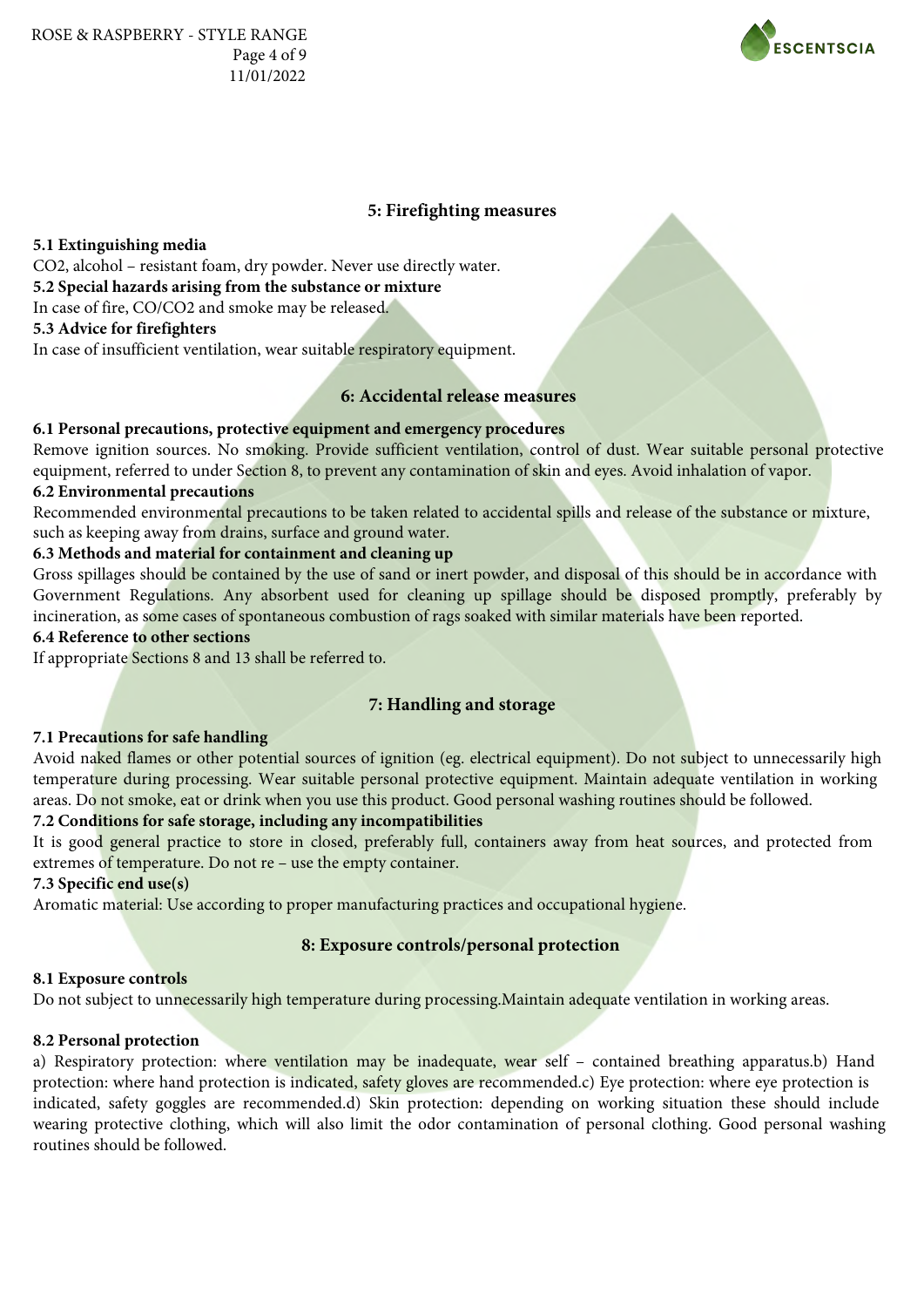## 5: Firefighting measures

**5.1 Extinguishing media**

$CO_2$, alcohol – resistant foam, dry powder. Never use directly water.

**5.2 Special hazards arising from the substance or mixture**

In case of fire, $CO/CO_2$ and smoke may be released.

**5.3 Advice for firefighters**

In case of insufficient ventilation, wear suitable respiratory equipment.

## 6: Accidental release measures

**6.1 Personal precautions, protective equipment and emergency procedures**

Remove ignition sources. No smoking. Provide sufficient ventilation, control of dust. Wear suitable personal protective equipment, referred to under Section 8, to prevent any contamination of skin and eyes. Avoid inhalation of vapor.

**6.2 Environmental precautions**

Recommended environmental precautions to be taken related to accidental spills and release of the substance or mixture, such as keeping away from drains, surface and ground water.

**6.3 Methods and material for containment and cleaning up**

Gross spillages should be contained by the use of sand or inert powder, and disposal of this should be in accordance with Government Regulations. Any absorbent used for cleaning up spillage should be disposed promptly, preferably by incineration, as some cases of spontaneous combustion of rags soaked with similar materials have been reported.

**6.4 Reference to other sections**

If appropriate Sections 8 and 13 shall be referred to.

## 7: Handling and storage

**7.1 Precautions for safe handling**

Avoid naked flames or other potential sources of ignition (eg. electrical equipment). Do not subject to unnecessarily high temperature during processing. Wear suitable personal protective equipment. Maintain adequate ventilation in working areas. Do not smoke, eat or drink when you use this product. Good personal washing routines should be followed.

**7.2 Conditions for safe storage, including any incompatibilities**

It is good general practice to store in closed, preferably full, containers away from heat sources, and protected from extremes of temperature. Do not re – use the empty container.

**7.3 Specific end use(s)**

Aromatic material: Use according to proper manufacturing practices and occupational hygiene.

## 8: Exposure controls/personal protection

**8.1 Exposure controls**

Do not subject to unnecessarily high temperature during processing.Maintain adequate ventilation in working areas.

**8.2 Personal protection**

a) Respiratory protection: where ventilation may be inadequate, wear self – contained breathing apparatus.b) Hand protection: where hand protection is indicated, safety gloves are recommended.c) Eye protection: where eye protection is indicated, safety goggles are recommended.d) Skin protection: depending on working situation these should include wearing protective clothing, which will also limit the odor contamination of personal clothing. Good personal washing routines should be followed.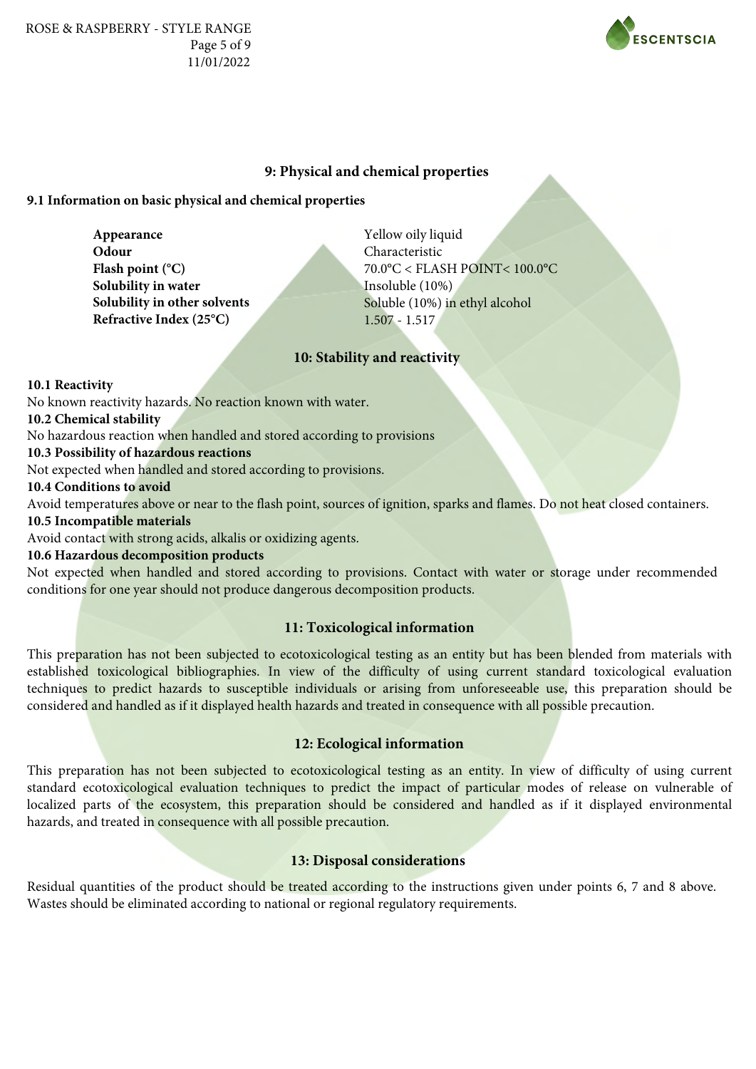## 9: Physical and chemical properties

### 9.1 Information on basic physical and chemical properties

| | |
|---|---|
| **Appearance** | Yellow oily liquid |
| **Odour** | Characteristic |
| **Flash point (°C)** | 70.0°C < FLASH POINT< 100.0°C |
| **Solubility in water** | Insoluble (10%) |
| **Solubility in other solvents** | Soluble (10%) in ethyl alcohol |
| **Refractive Index (25°C)** | 1.507 - 1.517 |

## 10: Stability and reactivity

**10.1 Reactivity**

No known reactivity hazards. No reaction known with water.

**10.2 Chemical stability**

No hazardous reaction when handled and stored according to provisions

**10.3 Possibility of hazardous reactions**

Not expected when handled and stored according to provisions.

**10.4 Conditions to avoid**

Avoid temperatures above or near to the flash point, sources of ignition, sparks and flames. Do not heat closed containers.

**10.5 Incompatible materials**

Avoid contact with strong acids, alkalis or oxidizing agents.

**10.6 Hazardous decomposition products**

Not expected when handled and stored according to provisions. Contact with water or storage under recommended conditions for one year should not produce dangerous decomposition products.

## 11: Toxicological information

This preparation has not been subjected to ecotoxicological testing as an entity but has been blended from materials with established toxicological bibliographies. In view of the difficulty of using current standard toxicological evaluation techniques to predict hazards to susceptible individuals or arising from unforeseeable use, this preparation should be considered and handled as if it displayed health hazards and treated in consequence with all possible precaution.

## 12: Ecological information

This preparation has not been subjected to ecotoxicological testing as an entity. In view of difficulty of using current standard ecotoxicological evaluation techniques to predict the impact of particular modes of release on vulnerable of localized parts of the ecosystem, this preparation should be considered and handled as if it displayed environmental hazards, and treated in consequence with all possible precaution.

## 13: Disposal considerations

Residual quantities of the product should be treated according to the instructions given under points 6, 7 and 8 above. Wastes should be eliminated according to national or regional regulatory requirements.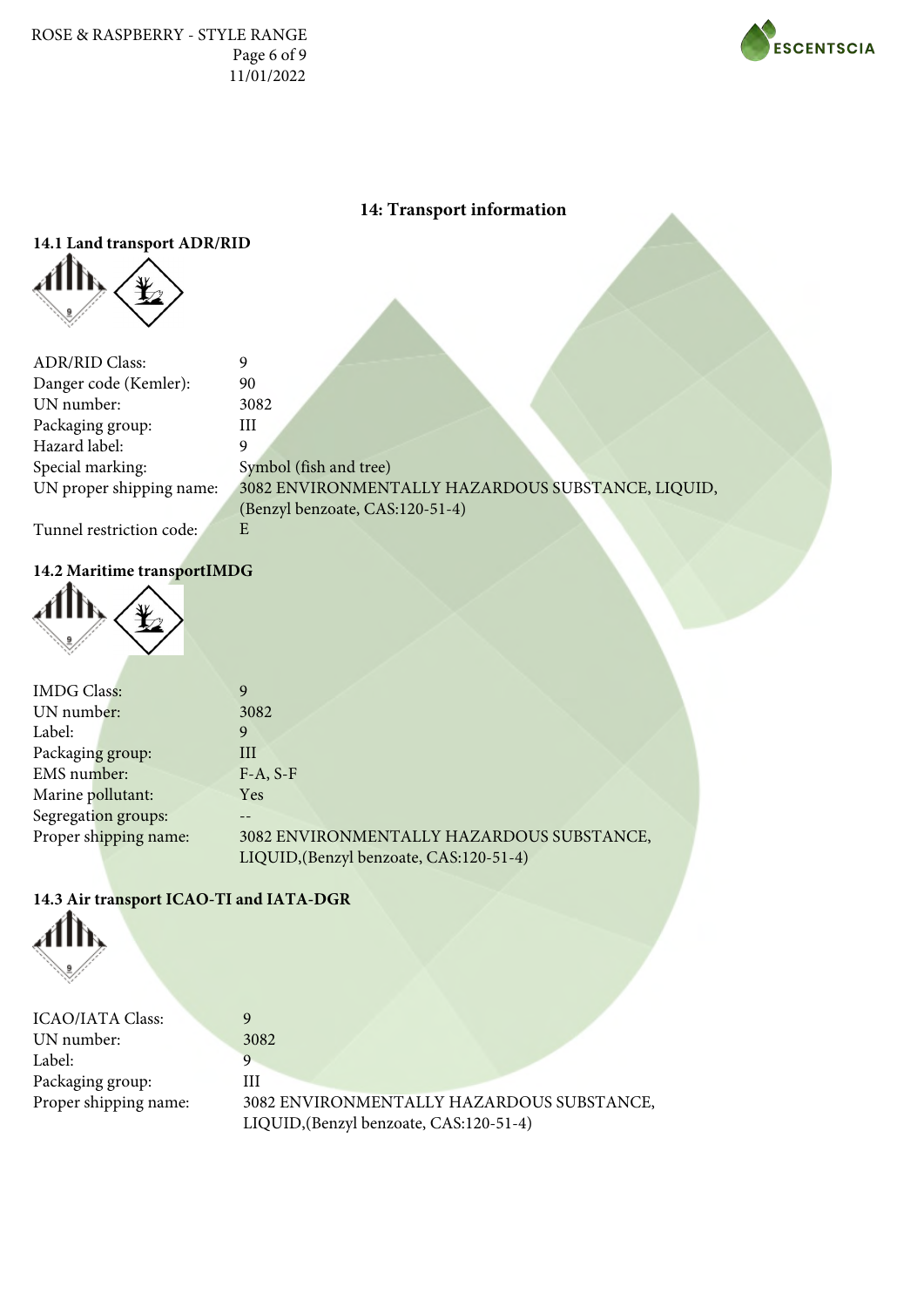## 14: Transport information

### 14.1 Land transport ADR/RID

| | |
|---|---|
| ADR/RID Class: | 9 |
| Danger code (Kemler): | 90 |
| UN number: | 3082 |
| Packaging group: | III |
| Hazard label: | 9 |
| Special marking: | Symbol (fish and tree) |
| UN proper shipping name: | 3082 ENVIRONMENTALLY HAZARDOUS SUBSTANCE, LIQUID, (Benzyl benzoate, CAS:120-51-4) |
| Tunnel restriction code: | E |

### 14.2 Maritime transportIMDG

| | |
|---|---|
| IMDG Class: | 9 |
| UN number: | 3082 |
| Label: | 9 |
| Packaging group: | III |
| EMS number: | F-A, S-F |
| Marine pollutant: | Yes |
| Segregation groups: | -- |
| Proper shipping name: | 3082 ENVIRONMENTALLY HAZARDOUS SUBSTANCE, LIQUID,(Benzyl benzoate, CAS:120-51-4) |

### 14.3 Air transport ICAO-TI and IATA-DGR

| | |
|---|---|
| ICAO/IATA Class: | 9 |
| UN number: | 3082 |
| Label: | 9 |
| Packaging group: | III |
| Proper shipping name: | 3082 ENVIRONMENTALLY HAZARDOUS SUBSTANCE, LIQUID,(Benzyl benzoate, CAS:120-51-4) |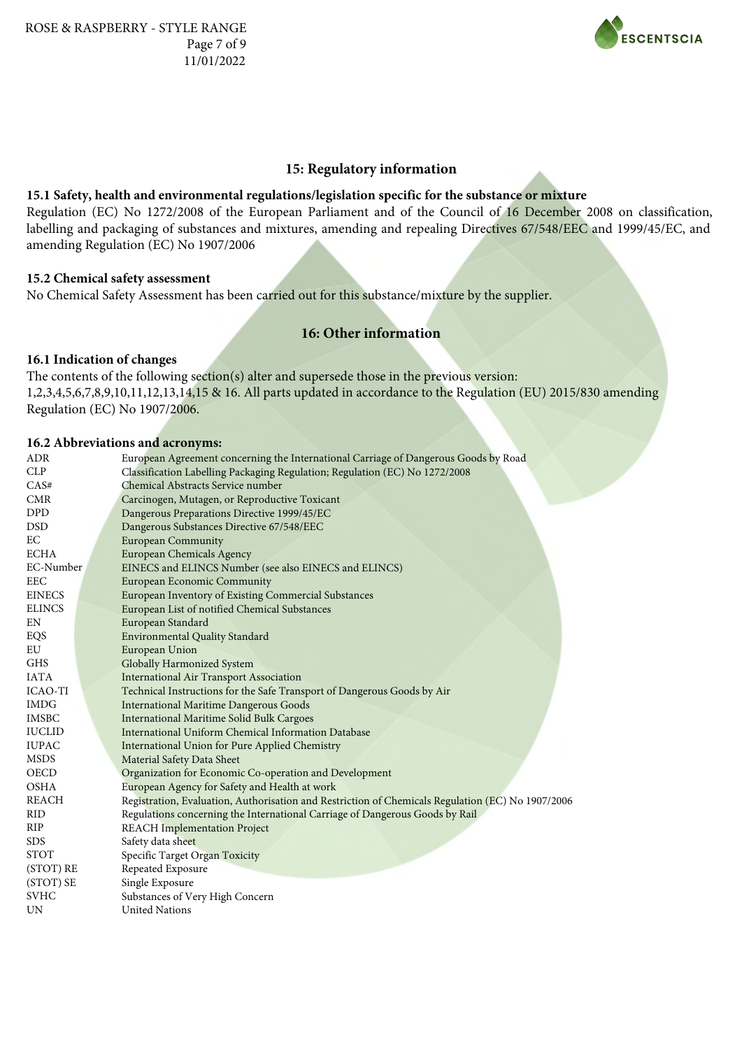## 15: Regulatory information

### 15.1 Safety, health and environmental regulations/legislation specific for the substance or mixture

Regulation (EC) No 1272/2008 of the European Parliament and of the Council of 16 December 2008 on classification, labelling and packaging of substances and mixtures, amending and repealing Directives 67/548/EEC and 1999/45/EC, and amending Regulation (EC) No 1907/2006

### 15.2 Chemical safety assessment

No Chemical Safety Assessment has been carried out for this substance/mixture by the supplier.

## 16: Other information

### 16.1 Indication of changes

The contents of the following section(s) alter and supersede those in the previous version:
1,2,3,4,5,6,7,8,9,10,11,12,13,14,15 & 16. All parts updated in accordance to the Regulation (EU) 2015/830 amending Regulation (EC) No 1907/2006.

### 16.2 Abbreviations and acronyms:

| | |
|---|---|
| ADR | European Agreement concerning the International Carriage of Dangerous Goods by Road |
| CLP | Classification Labelling Packaging Regulation; Regulation (EC) No 1272/2008 |
| CAS# | Chemical Abstracts Service number |
| CMR | Carcinogen, Mutagen, or Reproductive Toxicant |
| DPD | Dangerous Preparations Directive 1999/45/EC |
| DSD | Dangerous Substances Directive 67/548/EEC |
| EC | European Community |
| ECHA | European Chemicals Agency |
| EC-Number | EINECS and ELINCS Number (see also EINECS and ELINCS) |
| EEC | European Economic Community |
| EINECS | European Inventory of Existing Commercial Substances |
| ELINCS | European List of notified Chemical Substances |
| EN | European Standard |
| EQS | Environmental Quality Standard |
| EU | European Union |
| GHS | Globally Harmonized System |
| IATA | International Air Transport Association |
| ICAO-TI | Technical Instructions for the Safe Transport of Dangerous Goods by Air |
| IMDG | International Maritime Dangerous Goods |
| IMSBC | International Maritime Solid Bulk Cargoes |
| IUCLID | International Uniform Chemical Information Database |
| IUPAC | International Union for Pure Applied Chemistry |
| MSDS | Material Safety Data Sheet |
| OECD | Organization for Economic Co-operation and Development |
| OSHA | European Agency for Safety and Health at work |
| REACH | Registration, Evaluation, Authorisation and Restriction of Chemicals Regulation (EC) No 1907/2006 |
| RID | Regulations concerning the International Carriage of Dangerous Goods by Rail |
| RIP | REACH Implementation Project |
| SDS | Safety data sheet |
| STOT | Specific Target Organ Toxicity |
| (STOT) RE | Repeated Exposure |
| (STOT) SE | Single Exposure |
| SVHC | Substances of Very High Concern |
| UN | United Nations |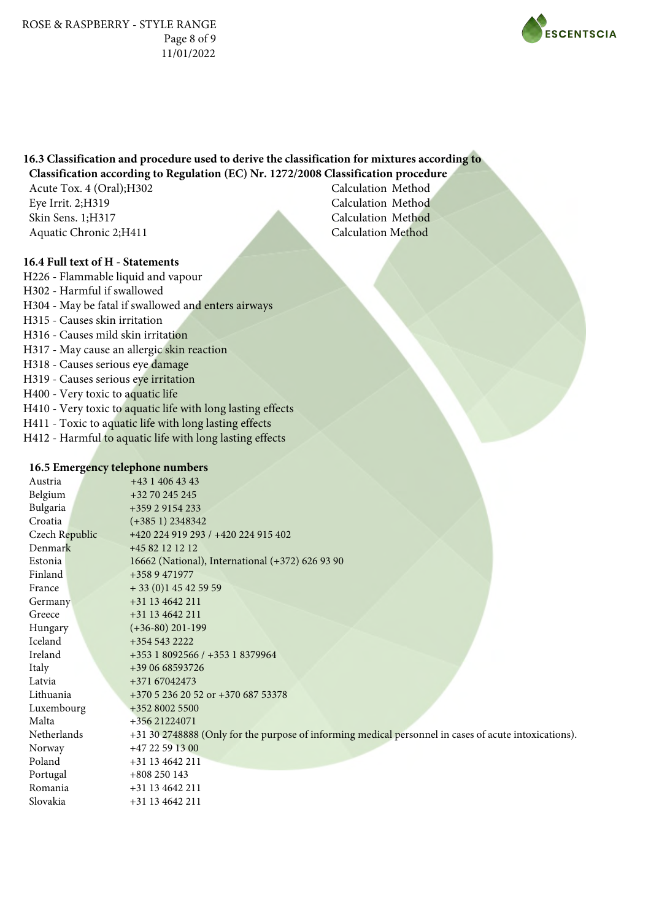### 16.3 Classification and procedure used to derive the classification for mixtures according to

| Classification according to Regulation (EC) Nr. 1272/2008 | Classification procedure |
|---|---|
| Acute Tox. 4 (Oral);H302 | Calculation Method |
| Eye Irrit. 2;H319 | Calculation Method |
| Skin Sens. 1;H317 | Calculation Method |
| Aquatic Chronic 2;H411 | Calculation Method |

### 16.4 Full text of H - Statements

H226 - Flammable liquid and vapour
H302 - Harmful if swallowed
H304 - May be fatal if swallowed and enters airways
H315 - Causes skin irritation
H316 - Causes mild skin irritation
H317 - May cause an allergic skin reaction
H318 - Causes serious eye damage
H319 - Causes serious eye irritation
H400 - Very toxic to aquatic life
H410 - Very toxic to aquatic life with long lasting effects
H411 - Toxic to aquatic life with long lasting effects
H412 - Harmful to aquatic life with long lasting effects

### 16.5 Emergency telephone numbers

| | |
|---|---|
| Austria | +43 1 406 43 43 |
| Belgium | +32 70 245 245 |
| Bulgaria | +359 2 9154 233 |
| Croatia | (+385 1) 2348342 |
| Czech Republic | +420 224 919 293 / +420 224 915 402 |
| Denmark | +45 82 12 12 12 |
| Estonia | 16662 (National), International (+372) 626 93 90 |
| Finland | +358 9 471977 |
| France | + 33 (0)1 45 42 59 59 |
| Germany | +31 13 4642 211 |
| Greece | +31 13 4642 211 |
| Hungary | (+36-80) 201-199 |
| Iceland | +354 543 2222 |
| Ireland | +353 1 8092566 / +353 1 8379964 |
| Italy | +39 06 68593726 |
| Latvia | +371 67042473 |
| Lithuania | +370 5 236 20 52 or +370 687 53378 |
| Luxembourg | +352 8002 5500 |
| Malta | +356 21224071 |
| Netherlands | +31 30 2748888 (Only for the purpose of informing medical personnel in cases of acute intoxications). |
| Norway | +47 22 59 13 00 |
| Poland | +31 13 4642 211 |
| Portugal | +808 250 143 |
| Romania | +31 13 4642 211 |
| Slovakia | +31 13 4642 211 |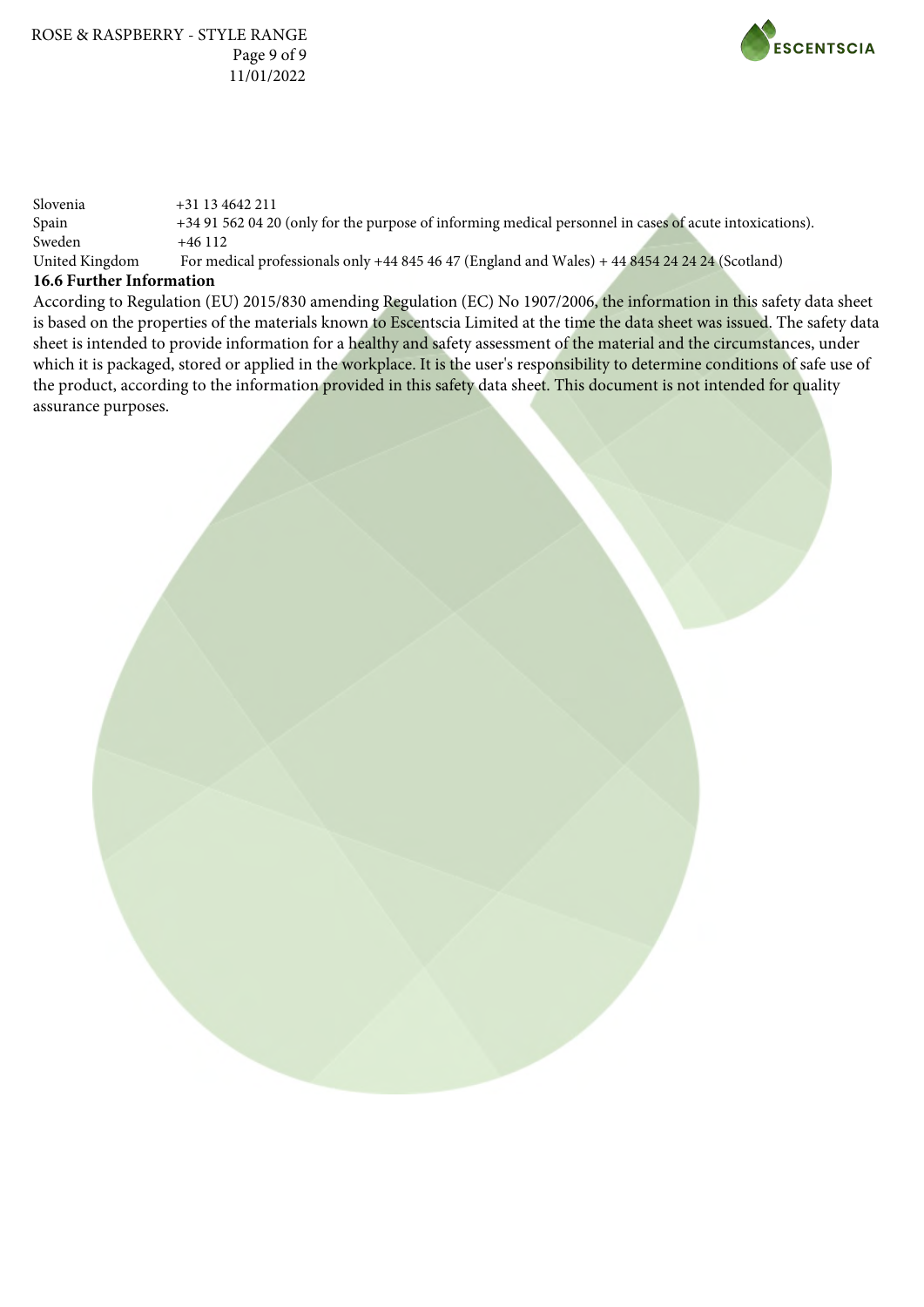| | |
|---|---|
| Slovenia | +31 13 4642 211 |
| Spain | +34 91 562 04 20 (only for the purpose of informing medical personnel in cases of acute intoxications). |
| Sweden | +46 112 |
| United Kingdom | For medical professionals only +44 845 46 47 (England and Wales) + 44 8454 24 24 24 (Scotland) |

**16.6 Further Information**

According to Regulation (EU) 2015/830 amending Regulation (EC) No 1907/2006, the information in this safety data sheet is based on the properties of the materials known to Escentscia Limited at the time the data sheet was issued. The safety data sheet is intended to provide information for a healthy and safety assessment of the material and the circumstances, under which it is packaged, stored or applied in the workplace. It is the user's responsibility to determine conditions of safe use of the product, according to the information provided in this safety data sheet. This document is not intended for quality assurance purposes.